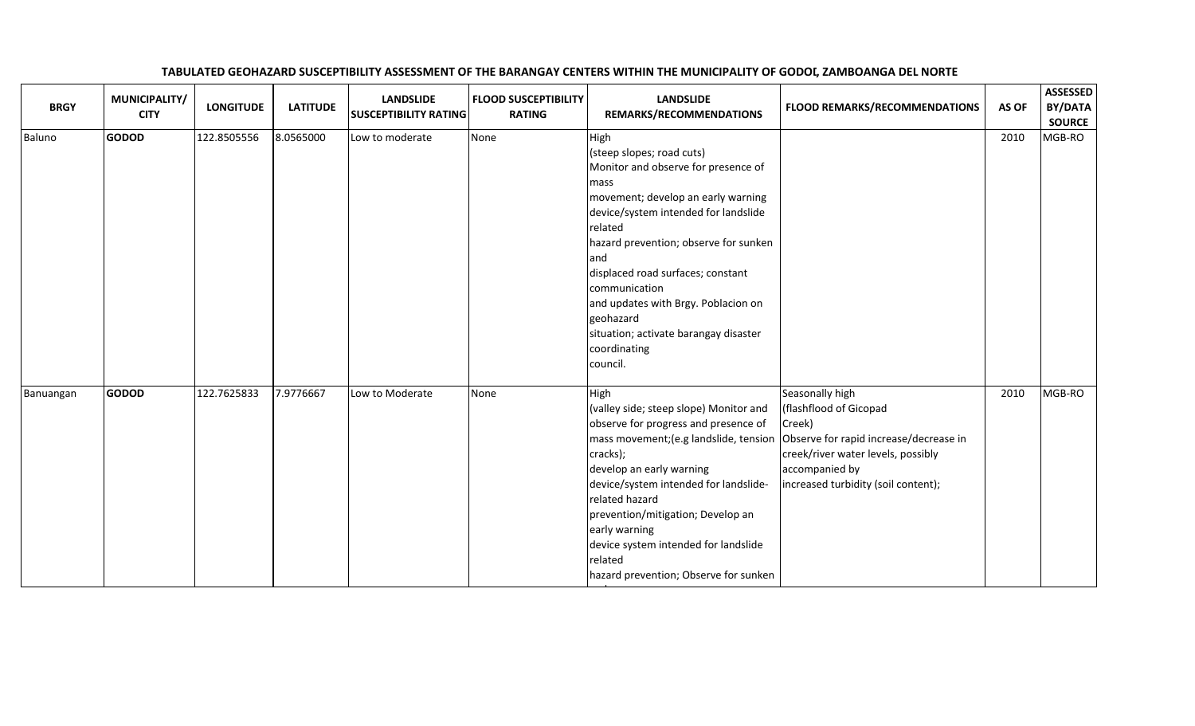**TABULATED GEOHAZARD SUSCEPTIBILITY ASSESSMENT OF THE BARANGAY CENTERS WITHIN THE MUNICIPALITY OF GODOD, ZAMBOANGA DEL NORTE**

| BRGY | MUNICIPALITY/ CITY | LONGITUDE | LATITUDE | LANDSLIDE SUSCEPTIBILITY RATING | FLOOD SUSCEPTIBILITY RATING | LANDSLIDE REMARKS/RECOMMENDATIONS | FLOOD REMARKS/RECOMMENDATIONS | AS OF | ASSESSED BY/DATA SOURCE |
|---|---|---|---|---|---|---|---|---|---|
| Baluno | **GODOD** | 122.8505556 | 8.0565000 | Low to moderate | None | High (steep slopes; road cuts) Monitor and observe for presence of mass movement; develop an early warning device/system intended for landslide related hazard prevention; observe for sunken and displaced road surfaces; constant communication and updates with Brgy. Poblacion on geohazard situation; activate barangay disaster coordinating council. | | 2010 | MGB-RO |
| Banuangan | **GODOD** | 122.7625833 | 7.9776667 | Low to Moderate | None | High (valley side; steep slope) Monitor and observe for progress and presence of mass movement;(e.g landslide, tension cracks); develop an early warning device/system intended for landslide-related hazard prevention/mitigation; Develop an early warning device system intended for landslide related hazard prevention; Observe for sunken | Seasonally high (flashflood of Gicopad Creek) Observe for rapid increase/decrease in creek/river water levels, possibly accompanied by increased turbidity (soil content); | 2010 | MGB-RO |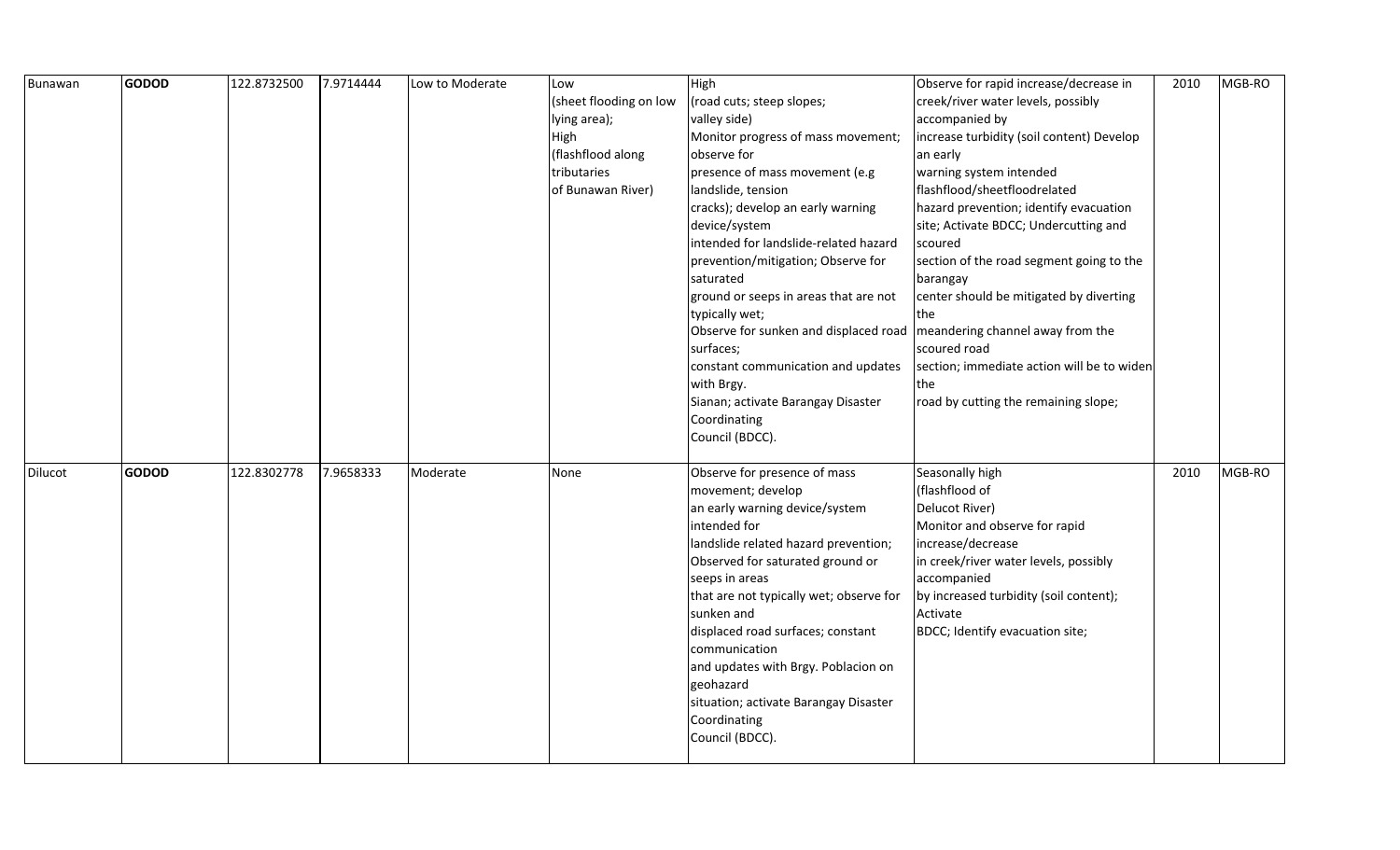| | | | | | | | | | |
|---|---|---|---|---|---|---|---|---|---|
| Bunawan | **GODOD** | 122.8732500 | 7.9714444 | Low to Moderate | Low (sheet flooding on low lying area); High (flashflood along tributaries of Bunawan River) | High (road cuts; steep slopes; valley side) Monitor progress of mass movement; observe for presence of mass movement (e.g landslide, tension cracks); develop an early warning device/system intended for landslide-related hazard prevention/mitigation; Observe for saturated ground or seeps in areas that are not typically wet; Observe for sunken and displaced road surfaces; constant communication and updates with Brgy. Sianan; activate Barangay Disaster Coordinating Council (BDCC). | Observe for rapid increase/decrease in creek/river water levels, possibly accompanied by increase turbidity (soil content) Develop an early warning system intended flashflood/sheetfloodrelated hazard prevention; identify evacuation site; Activate BDCC; Undercutting and scoured section of the road segment going to the barangay center should be mitigated by diverting the meandering channel away from the scoured road section; immediate action will be to widen the road by cutting the remaining slope; | 2010 | MGB-RO |
| Dilucot | **GODOD** | 122.8302778 | 7.9658333 | Moderate | None | Observe for presence of mass movement; develop an early warning device/system intended for landslide related hazard prevention; Observed for saturated ground or seeps in areas that are not typically wet; observe for sunken and displaced road surfaces; constant communication and updates with Brgy. Poblacion on geohazard situation; activate Barangay Disaster Coordinating Council (BDCC). | Seasonally high (flashflood of Delucot River) Monitor and observe for rapid increase/decrease in creek/river water levels, possibly accompanied by increased turbidity (soil content); Activate BDCC; Identify evacuation site; | 2010 | MGB-RO |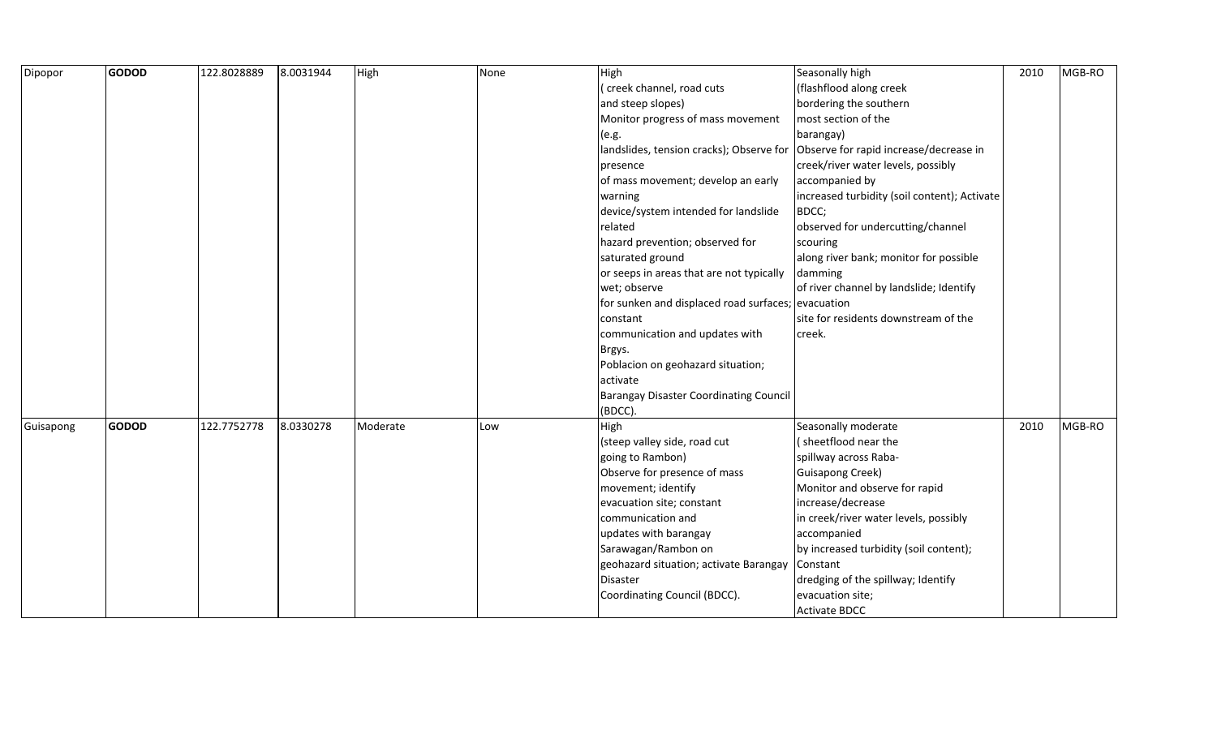| | | | | | | | | | |
|---|---|---|---|---|---|---|---|---|---|
| Dipopor | **GODOD** | 122.8028889 | 8.0031944 | High | None | High ( creek channel, road cuts and steep slopes) Monitor progress of mass movement (e.g. landslides, tension cracks); Observe for presence of mass movement; develop an early warning device/system intended for landslide related hazard prevention; observed for saturated ground or seeps in areas that are not typically wet; observe for sunken and displaced road surfaces; constant communication and updates with Brgys. Poblacion on geohazard situation; activate Barangay Disaster Coordinating Council (BDCC). | Seasonally high (flashflood along creek bordering the southern most section of the barangay) Observe for rapid increase/decrease in creek/river water levels, possibly accompanied by increased turbidity (soil content); Activate BDCC; observed for undercutting/channel scouring along river bank; monitor for possible damming of river channel by landslide; Identify evacuation site for residents downstream of the creek. | 2010 | MGB-RO |
| Guisapong | **GODOD** | 122.7752778 | 8.0330278 | Moderate | Low | High (steep valley side, road cut going to Rambon) Observe for presence of mass movement; identify evacuation site; constant communication and updates with barangay Sarawagan/Rambon on geohazard situation; activate Barangay Disaster Coordinating Council (BDCC). | Seasonally moderate ( sheetflood near the spillway across Raba-Guisapong Creek) Monitor and observe for rapid increase/decrease in creek/river water levels, possibly accompanied by increased turbidity (soil content); Constant dredging of the spillway; Identify evacuation site; Activate BDCC | 2010 | MGB-RO |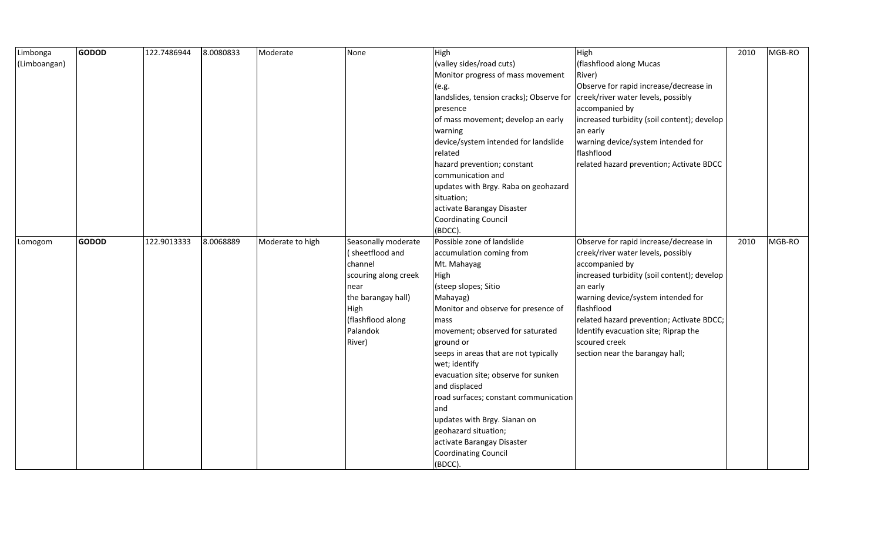| | | | | | | | | | |
|---|---|---|---|---|---|---|---|---|---|
| Limbonga (Limboangan) | **GODOD** | 122.7486944 | 8.0080833 | Moderate | None | High (valley sides/road cuts) Monitor progress of mass movement (e.g. landslides, tension cracks); Observe for presence of mass movement; develop an early warning device/system intended for landslide related hazard prevention; constant communication and updates with Brgy. Raba on geohazard situation; activate Barangay Disaster Coordinating Council (BDCC). | High (flashflood along Mucas River) Observe for rapid increase/decrease in creek/river water levels, possibly accompanied by increased turbidity (soil content); develop an early warning device/system intended for flashflood related hazard prevention; Activate BDCC | 2010 | MGB-RO |
| Lomogom | **GODOD** | 122.9013333 | 8.0068889 | Moderate to high | Seasonally moderate ( sheetflood and channel scouring along creek near the barangay hall) High (flashflood along Palandok River) | Possible zone of landslide accumulation coming from Mt. Mahayag High (steep slopes; Sitio Mahayag) Monitor and observe for presence of mass movement; observed for saturated ground or seeps in areas that are not typically wet; identify evacuation site; observe for sunken and displaced road surfaces; constant communication and updates with Brgy. Sianan on geohazard situation; activate Barangay Disaster Coordinating Council (BDCC). | Observe for rapid increase/decrease in creek/river water levels, possibly accompanied by increased turbidity (soil content); develop an early warning device/system intended for flashflood related hazard prevention; Activate BDCC; Identify evacuation site; Riprap the scoured creek section near the barangay hall; | 2010 | MGB-RO |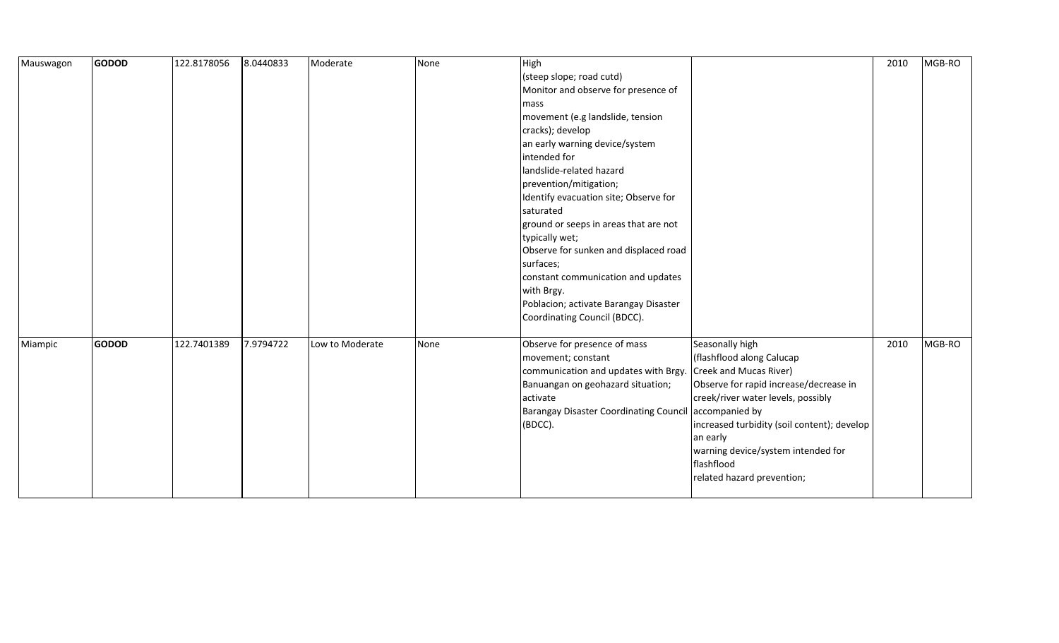| | | | | | | | | | |
|---|---|---|---|---|---|---|---|---|---|
| Mauswagon | **GODOD** | 122.8178056 | 8.0440833 | Moderate | None | High (steep slope; road cutd) Monitor and observe for presence of mass movement (e.g landslide, tension cracks); develop an early warning device/system intended for landslide-related hazard prevention/mitigation; Identify evacuation site; Observe for saturated ground or seeps in areas that are not typically wet; Observe for sunken and displaced road surfaces; constant communication and updates with Brgy. Poblacion; activate Barangay Disaster Coordinating Council (BDCC). | | 2010 | MGB-RO |
| Miampic | **GODOD** | 122.7401389 | 7.9794722 | Low to Moderate | None | Observe for presence of mass movement; constant communication and updates with Brgy. Banuangan on geohazard situation; activate Barangay Disaster Coordinating Council (BDCC). | Seasonally high (flashflood along Calucap Creek and Mucas River) Observe for rapid increase/decrease in creek/river water levels, possibly accompanied by increased turbidity (soil content); develop an early warning device/system intended for flashflood related hazard prevention; | 2010 | MGB-RO |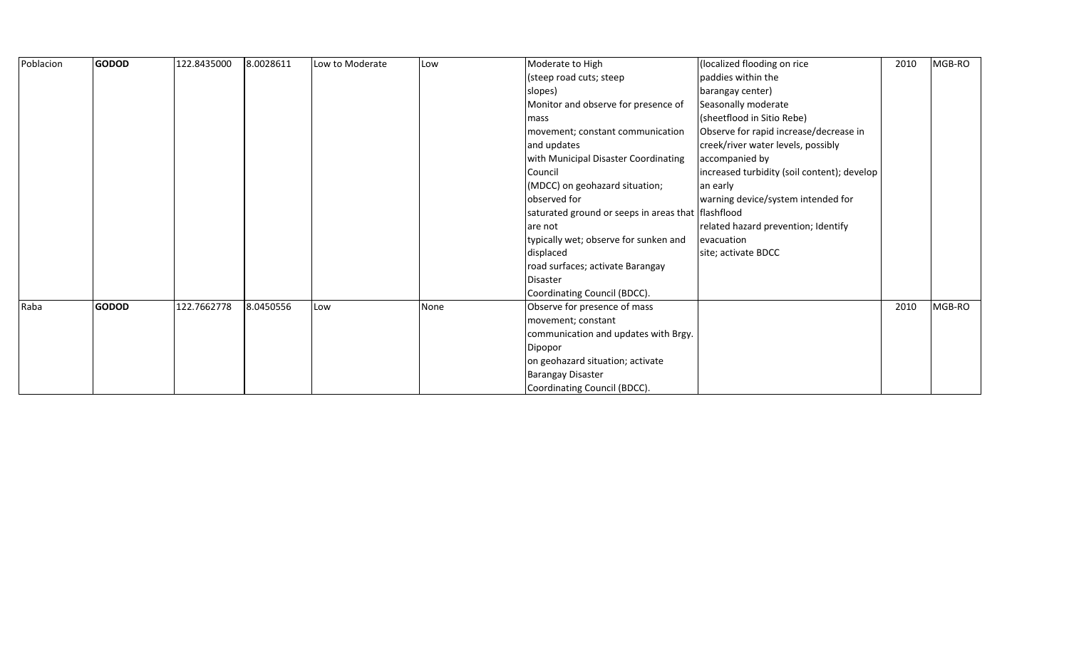| Poblacion | **GODOD** | 122.8435000 | 8.0028611 | Low to Moderate | Low | Moderate to High (steep road cuts; steep slopes) Monitor and observe for presence of mass movement; constant communication and updates with Municipal Disaster Coordinating Council (MDCC) on geohazard situation; observed for saturated ground or seeps in areas that are not typically wet; observe for sunken and displaced road surfaces; activate Barangay Disaster Coordinating Council (BDCC). | (localized flooding on rice paddies within the barangay center) Seasonally moderate (sheetflood in Sitio Rebe) Observe for rapid increase/decrease in creek/river water levels, possibly accompanied by increased turbidity (soil content); develop an early warning device/system intended for flashflood related hazard prevention; Identify evacuation site; activate BDCC | 2010 | MGB-RO |
|---|---|---|---|---|---|---|---|---|---|
| Raba | **GODOD** | 122.7662778 | 8.0450556 | Low | None | Observe for presence of mass movement; constant communication and updates with Brgy. Dipopor on geohazard situation; activate Barangay Disaster Coordinating Council (BDCC). | | 2010 | MGB-RO |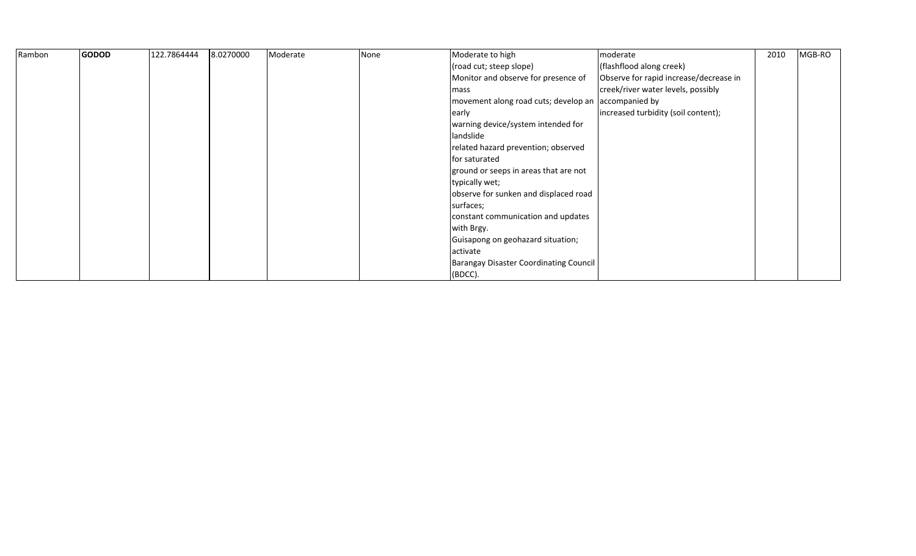| Rambon | **GODOD** | 122.7864444 | 8.0270000 | Moderate | None | Moderate to high (road cut; steep slope) Monitor and observe for presence of mass movement along road cuts; develop an early warning device/system intended for landslide related hazard prevention; observed for saturated ground or seeps in areas that are not typically wet; observe for sunken and displaced road surfaces; constant communication and updates with Brgy. Guisapong on geohazard situation; activate Barangay Disaster Coordinating Council (BDCC). | moderate (flashflood along creek) Observe for rapid increase/decrease in creek/river water levels, possibly accompanied by increased turbidity (soil content); | 2010 | MGB-RO |
|---|---|---|---|---|---|---|---|---|---|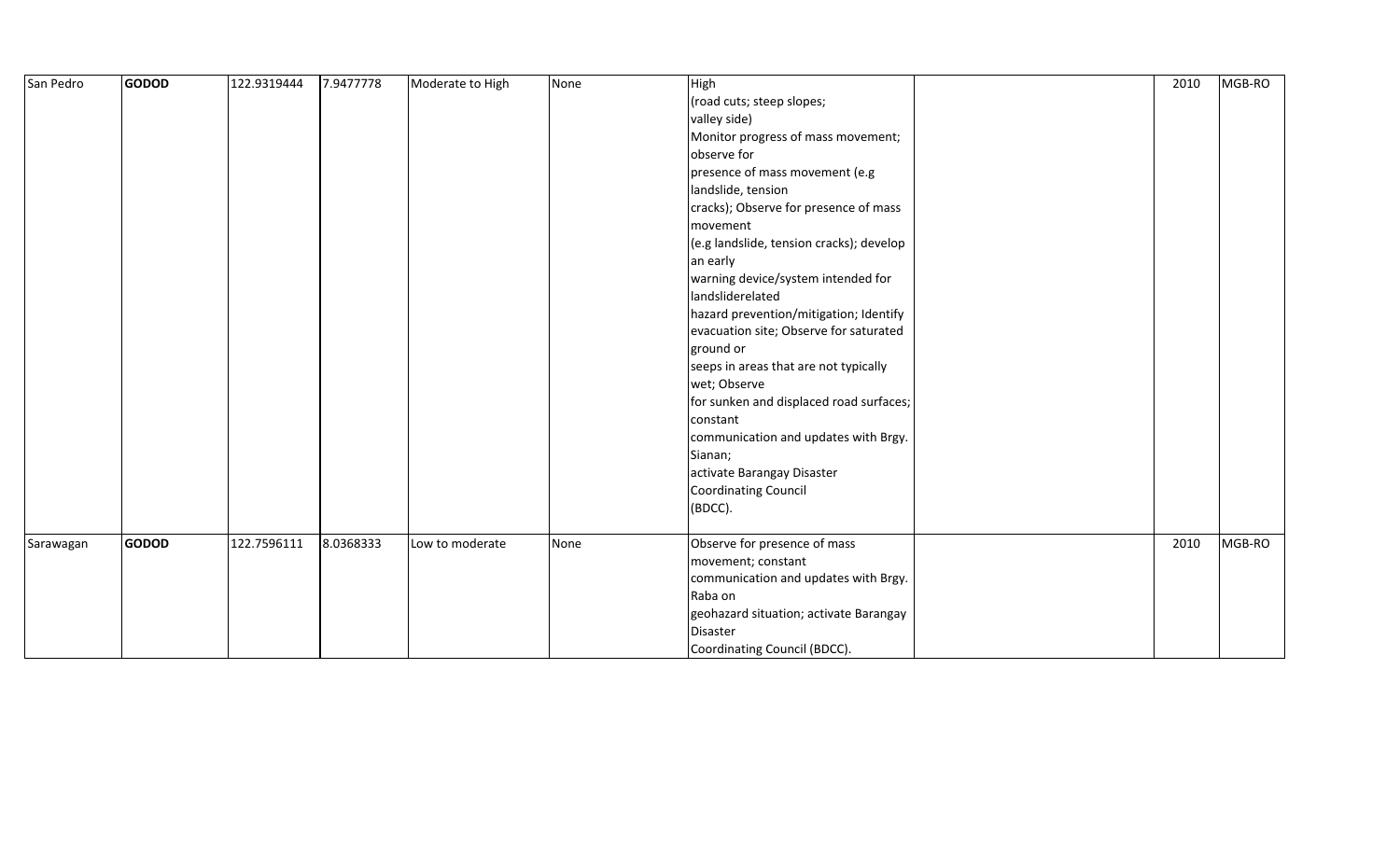| San Pedro | **GODOD** | 122.9319444 | 7.9477778 | Moderate to High | None | High (road cuts; steep slopes; valley side) Monitor progress of mass movement; observe for presence of mass movement (e.g landslide, tension cracks); Observe for presence of mass movement (e.g landslide, tension cracks); develop an early warning device/system intended for landsliderelated hazard prevention/mitigation; Identify evacuation site; Observe for saturated ground or seeps in areas that are not typically wet; Observe for sunken and displaced road surfaces; constant communication and updates with Brgy. Sianan; activate Barangay Disaster Coordinating Council (BDCC). | | 2010 | MGB-RO |
|---|---|---|---|---|---|---|---|---|---|
| Sarawagan | **GODOD** | 122.7596111 | 8.0368333 | Low to moderate | None | Observe for presence of mass movement; constant communication and updates with Brgy. Raba on geohazard situation; activate Barangay Disaster Coordinating Council (BDCC). | | 2010 | MGB-RO |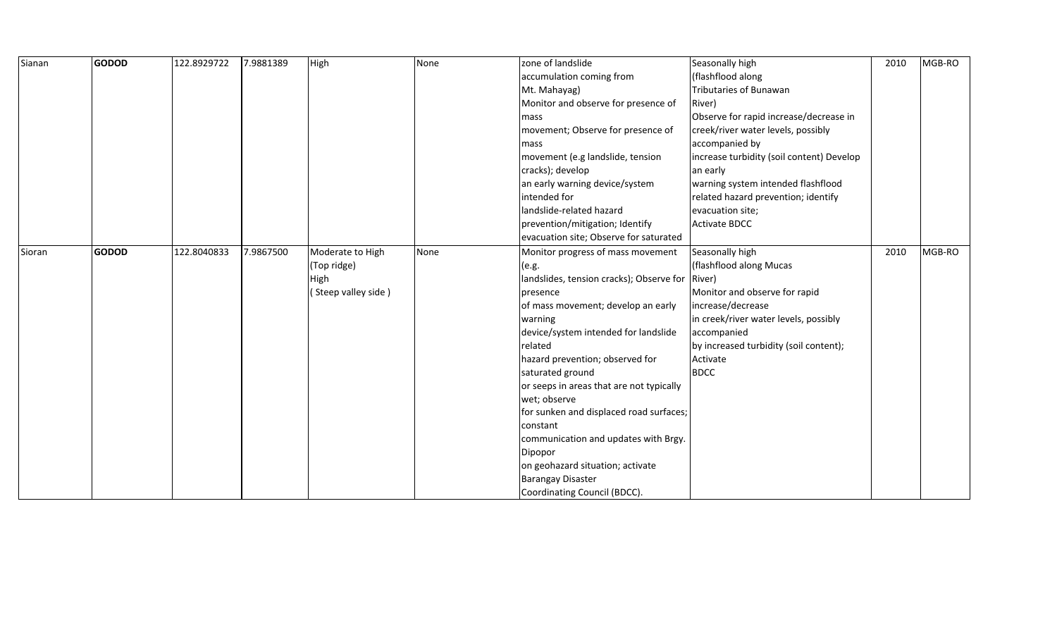| | | | | | | | | | |
|---|---|---|---|---|---|---|---|---|---|
| Sianan | **GODOD** | 122.8929722 | 7.9881389 | High | None | zone of landslide accumulation coming from Mt. Mahayag) Monitor and observe for presence of mass movement; Observe for presence of mass movement (e.g landslide, tension cracks); develop an early warning device/system intended for landslide-related hazard prevention/mitigation; Identify evacuation site; Observe for saturated | Seasonally high (flashflood along Tributaries of Bunawan River) Observe for rapid increase/decrease in creek/river water levels, possibly accompanied by increase turbidity (soil content) Develop an early warning system intended flashflood related hazard prevention; identify evacuation site; Activate BDCC | 2010 | MGB-RO |
| Sioran | **GODOD** | 122.8040833 | 7.9867500 | Moderate to High (Top ridge) High ( Steep valley side ) | None | Monitor progress of mass movement (e.g. landslides, tension cracks); Observe for presence of mass movement; develop an early warning device/system intended for landslide related hazard prevention; observed for saturated ground or seeps in areas that are not typically wet; observe for sunken and displaced road surfaces; constant communication and updates with Brgy. Dipopor on geohazard situation; activate Barangay Disaster Coordinating Council (BDCC). | Seasonally high (flashflood along Mucas River) Monitor and observe for rapid increase/decrease in creek/river water levels, possibly accompanied by increased turbidity (soil content); Activate BDCC | 2010 | MGB-RO |